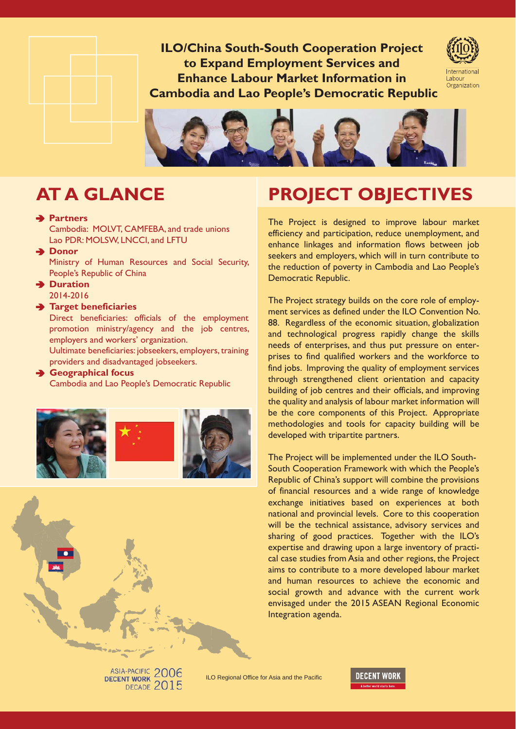# ILO/China South-South Cooperation Project to Expand Employment Services and Enhance Labour Market Information in Cambodia and Lao People's Democratic Republic

International Labour Organization

## AT A GLANCE

- **Partners**
  Cambodia: MOLVT, CAMFEBA, and trade unions
  Lao PDR: MOLSW, LNCCI, and LFTU
- **Donor**
  Ministry of Human Resources and Social Security, People's Republic of China
- **Duration**
  2014-2016
- **Target beneficiaries**
  Direct beneficiaries: officials of the employment promotion ministry/agency and the job centres, employers and workers' organization.
  Uultimate beneficiaries: jobseekers, employers, training providers and disadvantaged jobseekers.
- **Geographical focus**
  Cambodia and Lao People's Democratic Republic

## PROJECT OBJECTIVES

The Project is designed to improve labour market efficiency and participation, reduce unemployment, and enhance linkages and information flows between job seekers and employers, which will in turn contribute to the reduction of poverty in Cambodia and Lao People's Democratic Republic.

The Project strategy builds on the core role of employment services as defined under the ILO Convention No. 88. Regardless of the economic situation, globalization and technological progress rapidly change the skills needs of enterprises, and thus put pressure on enterprises to find qualified workers and the workforce to find jobs. Improving the quality of employment services through strengthened client orientation and capacity building of job centres and their officials, and improving the quality and analysis of labour market information will be the core components of this Project. Appropriate methodologies and tools for capacity building will be developed with tripartite partners.

The Project will be implemented under the ILO South-South Cooperation Framework with which the People's Republic of China's support will combine the provisions of financial resources and a wide range of knowledge exchange initiatives based on experiences at both national and provincial levels. Core to this cooperation will be the technical assistance, advisory services and sharing of good practices. Together with the ILO's expertise and drawing upon a large inventory of practical case studies from Asia and other regions, the Project aims to contribute to a more developed labour market and human resources to achieve the economic and social growth and advance with the current work envisaged under the 2015 ASEAN Regional Economic Integration agenda.

ASIA-PACIFIC DECENT WORK DECADE 2006 2015

ILO Regional Office for Asia and the Pacific

DECENT WORK A better world starts here.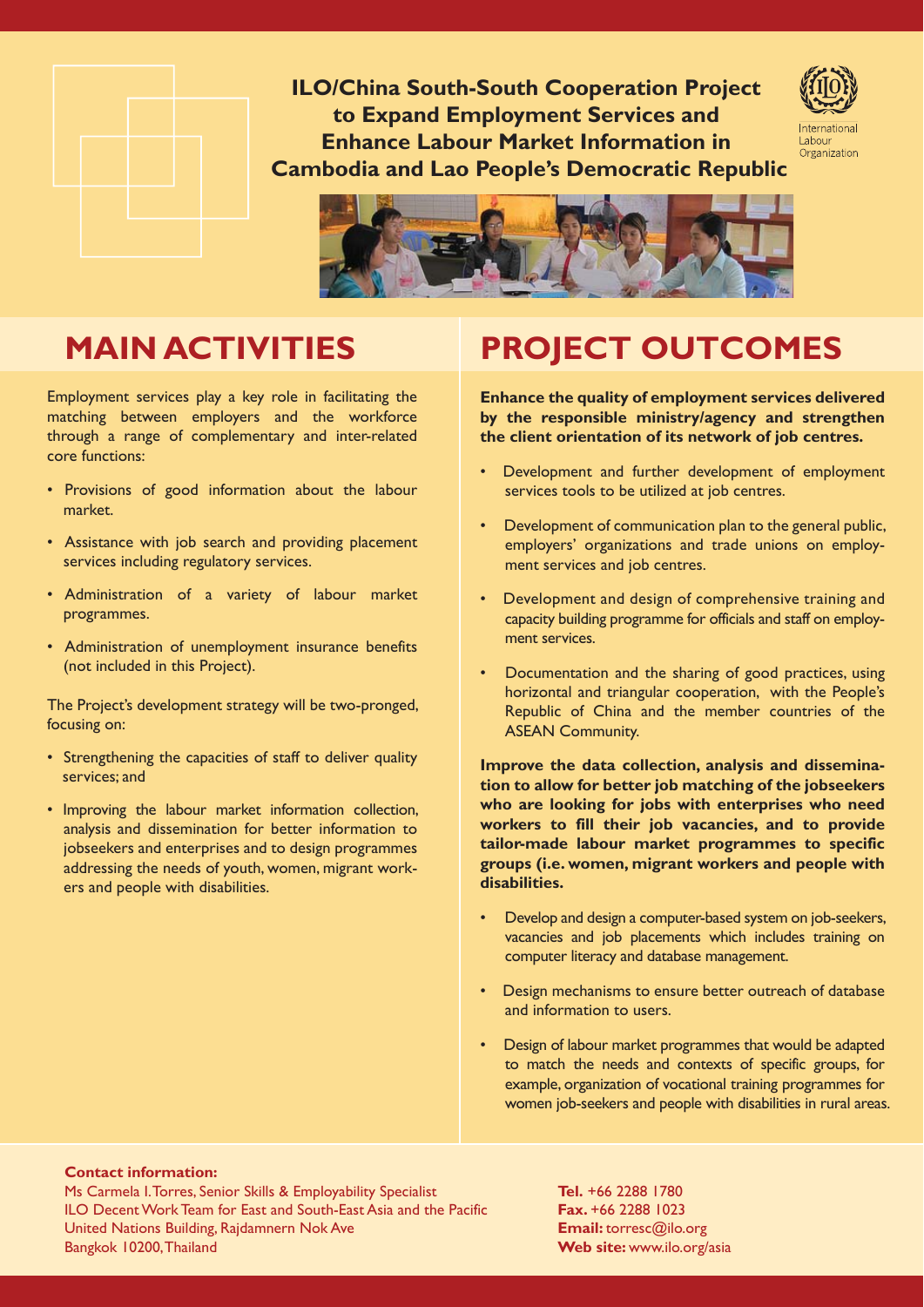# ILO/China South-South Cooperation Project to Expand Employment Services and Enhance Labour Market Information in Cambodia and Lao People's Democratic Republic

International Labour Organization

## MAIN ACTIVITIES

Employment services play a key role in facilitating the matching between employers and the workforce through a range of complementary and inter-related core functions:

- Provisions of good information about the labour market.
- Assistance with job search and providing placement services including regulatory services.
- Administration of a variety of labour market programmes.
- Administration of unemployment insurance benefits (not included in this Project).

The Project's development strategy will be two-pronged, focusing on:

- Strengthening the capacities of staff to deliver quality services; and
- Improving the labour market information collection, analysis and dissemination for better information to jobseekers and enterprises and to design programmes addressing the needs of youth, women, migrant workers and people with disabilities.

## PROJECT OUTCOMES

**Enhance the quality of employment services delivered by the responsible ministry/agency and strengthen the client orientation of its network of job centres.**

- Development and further development of employment services tools to be utilized at job centres.
- Development of communication plan to the general public, employers' organizations and trade unions on employment services and job centres.
- Development and design of comprehensive training and capacity building programme for officials and staff on employment services.
- Documentation and the sharing of good practices, using horizontal and triangular cooperation, with the People's Republic of China and the member countries of the ASEAN Community.

**Improve the data collection, analysis and dissemination to allow for better job matching of the jobseekers who are looking for jobs with enterprises who need workers to fill their job vacancies, and to provide tailor-made labour market programmes to specific groups (i.e. women, migrant workers and people with disabilities.**

- Develop and design a computer-based system on job-seekers, vacancies and job placements which includes training on computer literacy and database management.
- Design mechanisms to ensure better outreach of database and information to users.
- Design of labour market programmes that would be adapted to match the needs and contexts of specific groups, for example, organization of vocational training programmes for women job-seekers and people with disabilities in rural areas.

**Contact information:**

Ms Carmela I. Torres, Senior Skills & Employability Specialist
ILO Decent Work Team for East and South-East Asia and the Pacific
United Nations Building, Rajdamnern Nok Ave
Bangkok 10200, Thailand

**Tel.** +66 2288 1780
**Fax.** +66 2288 1023
**Email:** torresc@ilo.org
**Web site:** www.ilo.org/asia